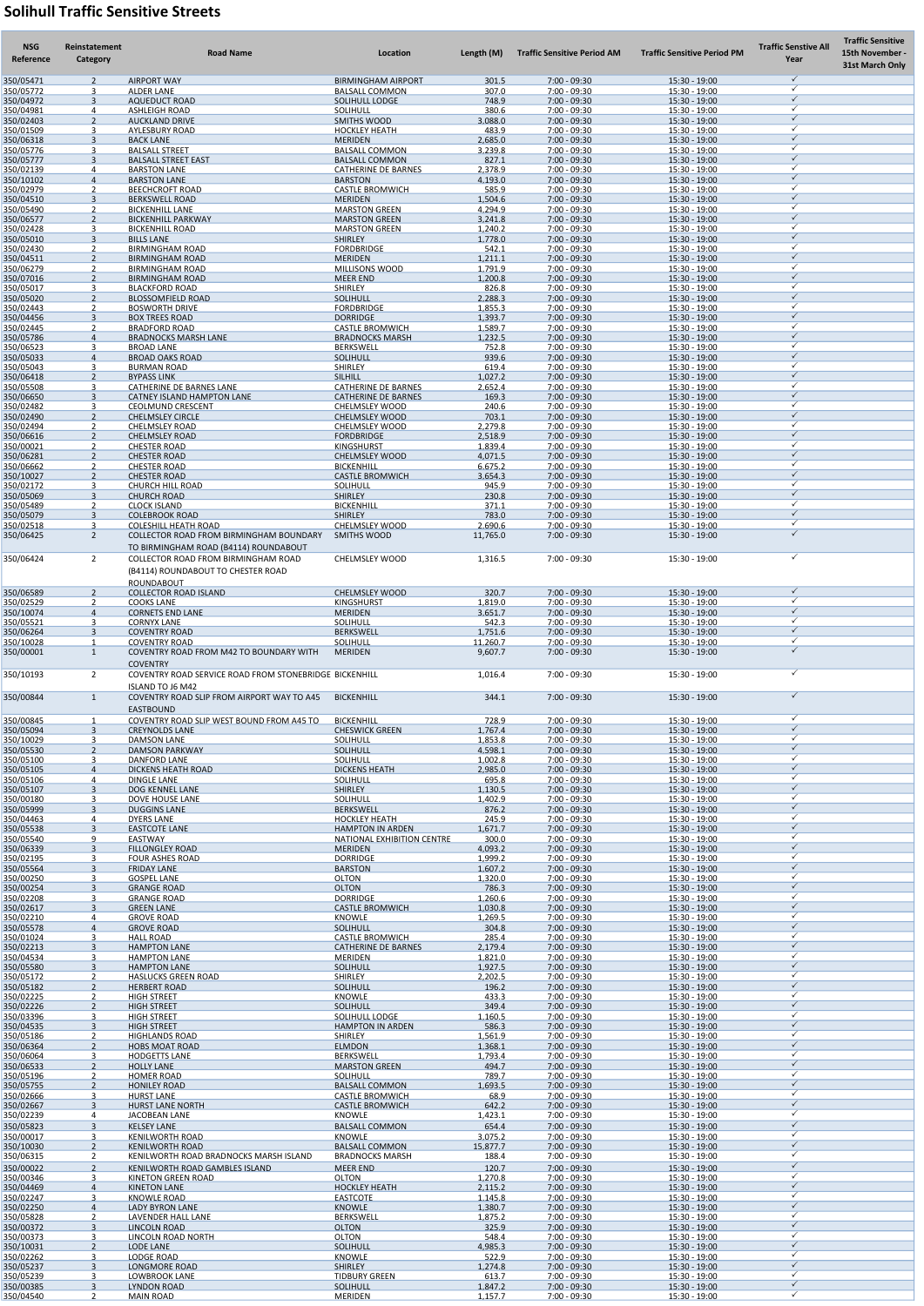# Solihull Traffic Sensitive Streets

| NSG Reference | Reinstatement Category | Road Name | Location | Length (M) | Traffic Sensitive Period AM | Traffic Sensitive Period PM | Traffic Sensitive All Year | Traffic Sensitive 15th November - 31st March Only |
|---|---|---|---|---|---|---|---|---|
| 350/05471 | 2 | AIRPORT WAY | BIRMINGHAM AIRPORT | 301.5 | 7:00 - 09:30 | 15:30 - 19:00 | ✓ | |
| 350/05772 | 3 | ALDER LANE | BALSALL COMMON | 307.0 | 7:00 - 09:30 | 15:30 - 19:00 | ✓ | |
| 350/04972 | 3 | AQUEDUCT ROAD | SOLIHULL LODGE | 748.9 | 7:00 - 09:30 | 15:30 - 19:00 | ✓ | |
| 350/04981 | 4 | ASHLEIGH ROAD | SOLIHULL | 380.6 | 7:00 - 09:30 | 15:30 - 19:00 | ✓ | |
| 350/02403 | 2 | AUCKLAND DRIVE | SMITHS WOOD | 3,088.0 | 7:00 - 09:30 | 15:30 - 19:00 | ✓ | |
| 350/01509 | 3 | AYLESBURY ROAD | HOCKLEY HEATH | 483.9 | 7:00 - 09:30 | 15:30 - 19:00 | ✓ | |
| 350/06318 | 3 | BACK LANE | MERIDEN | 2,685.0 | 7:00 - 09:30 | 15:30 - 19:00 | ✓ | |
| 350/05776 | 3 | BALSALL STREET | BALSALL COMMON | 3,239.8 | 7:00 - 09:30 | 15:30 - 19:00 | ✓ | |
| 350/05777 | 3 | BALSALL STREET EAST | BALSALL COMMON | 827.1 | 7:00 - 09:30 | 15:30 - 19:00 | ✓ | |
| 350/02139 | 4 | BARSTON LANE | CATHERINE DE BARNES | 2,378.9 | 7:00 - 09:30 | 15:30 - 19:00 | ✓ | |
| 350/10102 | 4 | BARSTON LANE | BARSTON | 4,193.0 | 7:00 - 09:30 | 15:30 - 19:00 | ✓ | |
| 350/02979 | 2 | BEECHCROFT ROAD | CASTLE BROMWICH | 585.9 | 7:00 - 09:30 | 15:30 - 19:00 | ✓ | |
| 350/04510 | 3 | BERKSWELL ROAD | MERIDEN | 1,504.6 | 7:00 - 09:30 | 15:30 - 19:00 | ✓ | |
| 350/05490 | 2 | BICKENHILL LANE | MARSTON GREEN | 4,294.9 | 7:00 - 09:30 | 15:30 - 19:00 | ✓ | |
| 350/06577 | 2 | BICKENHILL PARKWAY | MARSTON GREEN | 3,241.8 | 7:00 - 09:30 | 15:30 - 19:00 | ✓ | |
| 350/02428 | 3 | BICKENHILL ROAD | MARSTON GREEN | 1,240.2 | 7:00 - 09:30 | 15:30 - 19:00 | ✓ | |
| 350/05010 | 3 | BILLS LANE | SHIRLEY | 1,778.0 | 7:00 - 09:30 | 15:30 - 19:00 | ✓ | |
| 350/02430 | 2 | BIRMINGHAM ROAD | FORDBRIDGE | 542.1 | 7:00 - 09:30 | 15:30 - 19:00 | ✓ | |
| 350/04511 | 2 | BIRMINGHAM ROAD | MERIDEN | 1,211.1 | 7:00 - 09:30 | 15:30 - 19:00 | ✓ | |
| 350/06279 | 2 | BIRMINGHAM ROAD | MILLISONS WOOD | 1,791.9 | 7:00 - 09:30 | 15:30 - 19:00 | ✓ | |
| 350/07016 | 2 | BIRMINGHAM ROAD | MEER END | 1,200.8 | 7:00 - 09:30 | 15:30 - 19:00 | ✓ | |
| 350/05017 | 3 | BLACKFORD ROAD | SHIRLEY | 826.8 | 7:00 - 09:30 | 15:30 - 19:00 | ✓ | |
| 350/05020 | 2 | BLOSSOMFIELD ROAD | SOLIHULL | 2,288.3 | 7:00 - 09:30 | 15:30 - 19:00 | ✓ | |
| 350/02443 | 2 | BOSWORTH DRIVE | FORDBRIDGE | 1,855.3 | 7:00 - 09:30 | 15:30 - 19:00 | ✓ | |
| 350/04456 | 3 | BOX TREES ROAD | DORRIDGE | 1,393.7 | 7:00 - 09:30 | 15:30 - 19:00 | ✓ | |
| 350/02445 | 2 | BRADFORD ROAD | CASTLE BROMWICH | 1,589.7 | 7:00 - 09:30 | 15:30 - 19:00 | ✓ | |
| 350/05786 | 4 | BRADNOCKS MARSH LANE | BRADNOCKS MARSH | 1,232.5 | 7:00 - 09:30 | 15:30 - 19:00 | ✓ | |
| 350/06523 | 3 | BROAD LANE | BERKSWELL | 752.8 | 7:00 - 09:30 | 15:30 - 19:00 | ✓ | |
| 350/05033 | 4 | BROAD OAKS ROAD | SOLIHULL | 939.6 | 7:00 - 09:30 | 15:30 - 19:00 | ✓ | |
| 350/05043 | 3 | BURMAN ROAD | SHIRLEY | 619.4 | 7:00 - 09:30 | 15:30 - 19:00 | ✓ | |
| 350/06418 | 2 | BYPASS LINK | SILHILL | 1,027.2 | 7:00 - 09:30 | 15:30 - 19:00 | ✓ | |
| 350/05508 | 3 | CATHERINE DE BARNES LANE | CATHERINE DE BARNES | 2,652.4 | 7:00 - 09:30 | 15:30 - 19:00 | ✓ | |
| 350/06650 | 3 | CATNEY ISLAND HAMPTON LANE | CATHERINE DE BARNES | 169.3 | 7:00 - 09:30 | 15:30 - 19:00 | ✓ | |
| 350/02482 | 3 | CEOLMUND CRESCENT | CHELMSLEY WOOD | 240.6 | 7:00 - 09:30 | 15:30 - 19:00 | ✓ | |
| 350/02490 | 2 | CHELMSLEY CIRCLE | CHELMSLEY WOOD | 703.1 | 7:00 - 09:30 | 15:30 - 19:00 | ✓ | |
| 350/02494 | 2 | CHELMSLEY ROAD | CHELMSLEY WOOD | 2,279.8 | 7:00 - 09:30 | 15:30 - 19:00 | ✓ | |
| 350/06616 | 2 | CHELMSLEY ROAD | FORDBRIDGE | 2,518.9 | 7:00 - 09:30 | 15:30 - 19:00 | ✓ | |
| 350/00021 | 2 | CHESTER ROAD | KINGSHURST | 1,839.4 | 7:00 - 09:30 | 15:30 - 19:00 | ✓ | |
| 350/06281 | 2 | CHESTER ROAD | CHELMSLEY WOOD | 4,071.5 | 7:00 - 09:30 | 15:30 - 19:00 | ✓ | |
| 350/06662 | 2 | CHESTER ROAD | BICKENHILL | 6,675.2 | 7:00 - 09:30 | 15:30 - 19:00 | ✓ | |
| 350/10027 | 2 | CHESTER ROAD | CASTLE BROMWICH | 3,654.3 | 7:00 - 09:30 | 15:30 - 19:00 | ✓ | |
| 350/02172 | 3 | CHURCH HILL ROAD | SOLIHULL | 945.9 | 7:00 - 09:30 | 15:30 - 19:00 | ✓ | |
| 350/05069 | 3 | CHURCH ROAD | SHIRLEY | 230.8 | 7:00 - 09:30 | 15:30 - 19:00 | ✓ | |
| 350/05489 | 2 | CLOCK ISLAND | BICKENHILL | 371.1 | 7:00 - 09:30 | 15:30 - 19:00 | ✓ | |
| 350/05079 | 3 | COLEBROOK ROAD | SHIRLEY | 783.0 | 7:00 - 09:30 | 15:30 - 19:00 | ✓ | |
| 350/02518 | 3 | COLESHILL HEATH ROAD | CHELMSLEY WOOD | 2,690.6 | 7:00 - 09:30 | 15:30 - 19:00 | ✓ | |
| 350/06425 | 2 | COLLECTOR ROAD FROM BIRMINGHAM BOUNDARY TO BIRMINGHAM ROAD (B4114) ROUNDABOUT | SMITHS WOOD | 11,765.0 | 7:00 - 09:30 | 15:30 - 19:00 | ✓ | |
| 350/06424 | 2 | COLLECTOR ROAD FROM BIRMINGHAM ROAD (B4114) ROUNDABOUT TO CHESTER ROAD ROUNDABOUT | CHELMSLEY WOOD | 1,316.5 | 7:00 - 09:30 | 15:30 - 19:00 | ✓ | |
| 350/06589 | 2 | COLLECTOR ROAD ISLAND | CHELMSLEY WOOD | 320.7 | 7:00 - 09:30 | 15:30 - 19:00 | ✓ | |
| 350/02529 | 2 | COOKS LANE | KINGSHURST | 1,819.0 | 7:00 - 09:30 | 15:30 - 19:00 | ✓ | |
| 350/10074 | 4 | CORNETS END LANE | MERIDEN | 3,651.7 | 7:00 - 09:30 | 15:30 - 19:00 | ✓ | |
| 350/05521 | 3 | CORNYX LANE | SOLIHULL | 542.3 | 7:00 - 09:30 | 15:30 - 19:00 | ✓ | |
| 350/06264 | 3 | COVENTRY ROAD | BERKSWELL | 1,751.6 | 7:00 - 09:30 | 15:30 - 19:00 | ✓ | |
| 350/10028 | 1 | COVENTRY ROAD | SOLIHULL | 11,260.7 | 7:00 - 09:30 | 15:30 - 19:00 | ✓ | |
| 350/00001 | 1 | COVENTRY ROAD FROM M42 TO BOUNDARY WITH COVENTRY | MERIDEN | 9,607.7 | 7:00 - 09:30 | 15:30 - 19:00 | ✓ | |
| 350/10193 | 2 | COVENTRY ROAD SERVICE ROAD FROM STONEBRIDGE ISLAND TO J6 M42 | BICKENHILL | 1,016.4 | 7:00 - 09:30 | 15:30 - 19:00 | ✓ | |
| 350/00844 | 1 | COVENTRY ROAD SLIP FROM AIRPORT WAY TO A45 EASTBOUND | BICKENHILL | 344.1 | 7:00 - 09:30 | 15:30 - 19:00 | ✓ | |
| 350/00845 | 1 | COVENTRY ROAD SLIP WEST BOUND FROM A45 TO | BICKENHILL | 728.9 | 7:00 - 09:30 | 15:30 - 19:00 | ✓ | |
| 350/05094 | 3 | CREYNOLDS LANE | CHESWICK GREEN | 1,767.4 | 7:00 - 09:30 | 15:30 - 19:00 | ✓ | |
| 350/10029 | 3 | DAMSON LANE | SOLIHULL | 1,853.8 | 7:00 - 09:30 | 15:30 - 19:00 | ✓ | |
| 350/05530 | 2 | DAMSON PARKWAY | SOLIHULL | 4,598.1 | 7:00 - 09:30 | 15:30 - 19:00 | ✓ | |
| 350/05100 | 3 | DANFORD LANE | SOLIHULL | 1,002.8 | 7:00 - 09:30 | 15:30 - 19:00 | ✓ | |
| 350/05105 | 4 | DICKENS HEATH ROAD | DICKENS HEATH | 2,985.0 | 7:00 - 09:30 | 15:30 - 19:00 | ✓ | |
| 350/05106 | 4 | DINGLE LANE | SOLIHULL | 695.8 | 7:00 - 09:30 | 15:30 - 19:00 | ✓ | |
| 350/05107 | 3 | DOG KENNEL LANE | SHIRLEY | 1,130.5 | 7:00 - 09:30 | 15:30 - 19:00 | ✓ | |
| 350/00180 | 3 | DOVE HOUSE LANE | SOLIHULL | 1,402.9 | 7:00 - 09:30 | 15:30 - 19:00 | ✓ | |
| 350/05999 | 3 | DUGGINS LANE | BERKSWELL | 876.2 | 7:00 - 09:30 | 15:30 - 19:00 | ✓ | |
| 350/04463 | 4 | DYERS LANE | HOCKLEY HEATH | 245.9 | 7:00 - 09:30 | 15:30 - 19:00 | ✓ | |
| 350/05538 | 3 | EASTCOTE LANE | HAMPTON IN ARDEN | 1,671.7 | 7:00 - 09:30 | 15:30 - 19:00 | ✓ | |
| 350/05540 | 9 | EASTWAY | NATIONAL EXHIBITION CENTRE | 300.0 | 7:00 - 09:30 | 15:30 - 19:00 | ✓ | |
| 350/06339 | 3 | FILLONGLEY ROAD | MERIDEN | 4,093.2 | 7:00 - 09:30 | 15:30 - 19:00 | ✓ | |
| 350/02195 | 3 | FOUR ASHES ROAD | DORRIDGE | 1,999.2 | 7:00 - 09:30 | 15:30 - 19:00 | ✓ | |
| 350/05564 | 3 | FRIDAY LANE | BARSTON | 1,607.2 | 7:00 - 09:30 | 15:30 - 19:00 | ✓ | |
| 350/00250 | 3 | GOSPEL LANE | OLTON | 1,320.0 | 7:00 - 09:30 | 15:30 - 19:00 | ✓ | |
| 350/00254 | 3 | GRANGE ROAD | OLTON | 786.3 | 7:00 - 09:30 | 15:30 - 19:00 | ✓ | |
| 350/02208 | 3 | GRANGE ROAD | DORRIDGE | 1,260.6 | 7:00 - 09:30 | 15:30 - 19:00 | ✓ | |
| 350/02617 | 3 | GREEN LANE | CASTLE BROMWICH | 1,030.8 | 7:00 - 09:30 | 15:30 - 19:00 | ✓ | |
| 350/02210 | 4 | GROVE ROAD | KNOWLE | 1,269.5 | 7:00 - 09:30 | 15:30 - 19:00 | ✓ | |
| 350/05578 | 4 | GROVE ROAD | SOLIHULL | 304.8 | 7:00 - 09:30 | 15:30 - 19:00 | ✓ | |
| 350/01024 | 3 | HALL ROAD | CASTLE BROMWICH | 285.4 | 7:00 - 09:30 | 15:30 - 19:00 | ✓ | |
| 350/02213 | 3 | HAMPTON LANE | CATHERINE DE BARNES | 2,179.4 | 7:00 - 09:30 | 15:30 - 19:00 | ✓ | |
| 350/04534 | 3 | HAMPTON LANE | MERIDEN | 1,821.0 | 7:00 - 09:30 | 15:30 - 19:00 | ✓ | |
| 350/05580 | 3 | HAMPTON LANE | SOLIHULL | 1,927.5 | 7:00 - 09:30 | 15:30 - 19:00 | ✓ | |
| 350/05172 | 2 | HASLUCKS GREEN ROAD | SHIRLEY | 2,202.5 | 7:00 - 09:30 | 15:30 - 19:00 | ✓ | |
| 350/05182 | 2 | HERBERT ROAD | SOLIHULL | 196.2 | 7:00 - 09:30 | 15:30 - 19:00 | ✓ | |
| 350/02225 | 2 | HIGH STREET | KNOWLE | 433.3 | 7:00 - 09:30 | 15:30 - 19:00 | ✓ | |
| 350/02226 | 2 | HIGH STREET | SOLIHULL | 349.4 | 7:00 - 09:30 | 15:30 - 19:00 | ✓ | |
| 350/03396 | 3 | HIGH STREET | SOLIHULL LODGE | 1,160.5 | 7:00 - 09:30 | 15:30 - 19:00 | ✓ | |
| 350/04535 | 3 | HIGH STREET | HAMPTON IN ARDEN | 586.3 | 7:00 - 09:30 | 15:30 - 19:00 | ✓ | |
| 350/05186 | 2 | HIGHLANDS ROAD | SHIRLEY | 1,561.9 | 7:00 - 09:30 | 15:30 - 19:00 | ✓ | |
| 350/06364 | 2 | HOBS MOAT ROAD | ELMDON | 1,368.1 | 7:00 - 09:30 | 15:30 - 19:00 | ✓ | |
| 350/06064 | 3 | HODGETTS LANE | BERKSWELL | 1,793.4 | 7:00 - 09:30 | 15:30 - 19:00 | ✓ | |
| 350/06533 | 2 | HOLLY LANE | MARSTON GREEN | 494.7 | 7:00 - 09:30 | 15:30 - 19:00 | ✓ | |
| 350/05196 | 2 | HOMER ROAD | SOLIHULL | 789.7 | 7:00 - 09:30 | 15:30 - 19:00 | ✓ | |
| 350/05755 | 2 | HONILEY ROAD | BALSALL COMMON | 1,693.5 | 7:00 - 09:30 | 15:30 - 19:00 | ✓ | |
| 350/02666 | 3 | HURST LANE | CASTLE BROMWICH | 68.9 | 7:00 - 09:30 | 15:30 - 19:00 | ✓ | |
| 350/02667 | 3 | HURST LANE NORTH | CASTLE BROMWICH | 642.2 | 7:00 - 09:30 | 15:30 - 19:00 | ✓ | |
| 350/02239 | 4 | JACOBEAN LANE | KNOWLE | 1,423.1 | 7:00 - 09:30 | 15:30 - 19:00 | ✓ | |
| 350/05823 | 3 | KELSEY LANE | BALSALL COMMON | 654.4 | 7:00 - 09:30 | 15:30 - 19:00 | ✓ | |
| 350/00017 | 3 | KENILWORTH ROAD | KNOWLE | 3,075.2 | 7:00 - 09:30 | 15:30 - 19:00 | ✓ | |
| 350/10030 | 2 | KENILWORTH ROAD | BALSALL COMMON | 15,877.7 | 7:00 - 09:30 | 15:30 - 19:00 | ✓ | |
| 350/06315 | 2 | KENILWORTH ROAD BRADNOCKS MARSH ISLAND | BRADNOCKS MARSH | 188.4 | 7:00 - 09:30 | 15:30 - 19:00 | ✓ | |
| 350/00022 | 2 | KENILWORTH ROAD GAMBLES ISLAND | MEER END | 120.7 | 7:00 - 09:30 | 15:30 - 19:00 | ✓ | |
| 350/00346 | 3 | KINETON GREEN ROAD | OLTON | 1,270.8 | 7:00 - 09:30 | 15:30 - 19:00 | ✓ | |
| 350/04469 | 4 | KINETON LANE | HOCKLEY HEATH | 2,115.2 | 7:00 - 09:30 | 15:30 - 19:00 | ✓ | |
| 350/02247 | 3 | KNOWLE ROAD | EASTCOTE | 1,145.8 | 7:00 - 09:30 | 15:30 - 19:00 | ✓ | |
| 350/02250 | 4 | LADY BYRON LANE | KNOWLE | 1,380.7 | 7:00 - 09:30 | 15:30 - 19:00 | ✓ | |
| 350/05828 | 2 | LAVENDER HALL LANE | BERKSWELL | 1,875.2 | 7:00 - 09:30 | 15:30 - 19:00 | ✓ | |
| 350/00372 | 3 | LINCOLN ROAD | OLTON | 325.9 | 7:00 - 09:30 | 15:30 - 19:00 | ✓ | |
| 350/00373 | 3 | LINCOLN ROAD NORTH | OLTON | 548.4 | 7:00 - 09:30 | 15:30 - 19:00 | ✓ | |
| 350/10031 | 2 | LODE LANE | SOLIHULL | 4,985.3 | 7:00 - 09:30 | 15:30 - 19:00 | ✓ | |
| 350/02262 | 3 | LODGE ROAD | KNOWLE | 522.9 | 7:00 - 09:30 | 15:30 - 19:00 | ✓ | |
| 350/05237 | 3 | LONGMORE ROAD | SHIRLEY | 1,274.8 | 7:00 - 09:30 | 15:30 - 19:00 | ✓ | |
| 350/05239 | 3 | LOWBROOK LANE | TIDBURY GREEN | 613.7 | 7:00 - 09:30 | 15:30 - 19:00 | ✓ | |
| 350/00385 | 3 | LYNDON ROAD | SOLIHULL | 1,847.2 | 7:00 - 09:30 | 15:30 - 19:00 | ✓ | |
| 350/04540 | 2 | MAIN ROAD | MERIDEN | 1,157.7 | 7:00 - 09:30 | 15:30 - 19:00 | ✓ | |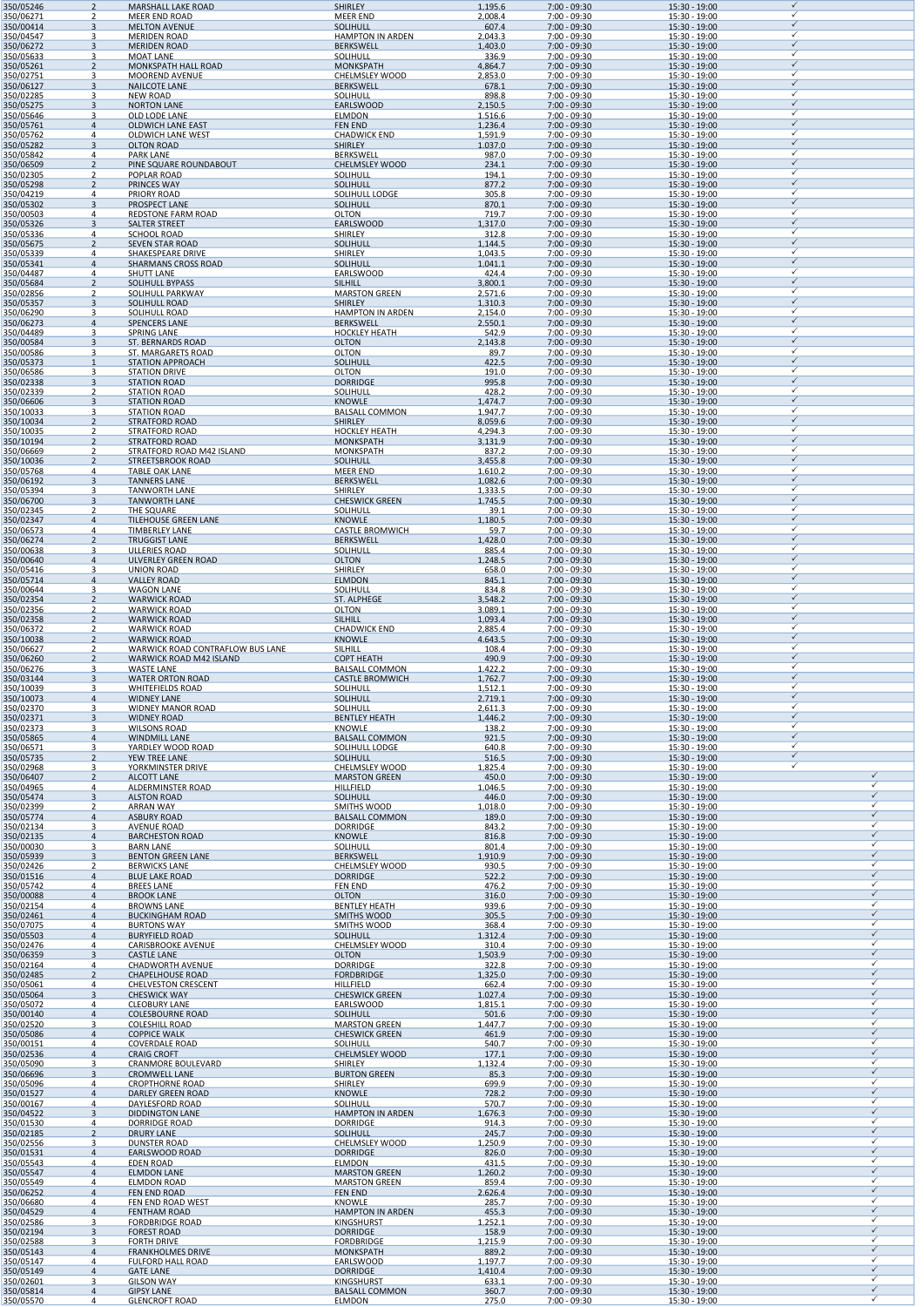| | | | | | | | | |
|---|---|---|---|---|---|---|---|---|
| 350/05246 | 2 | MARSHALL LAKE ROAD | SHIRLEY | 1,195.6 | 7:00 - 09:30 | 15:30 - 19:00 | ✓ | |
| 350/06271 | 2 | MEER END ROAD | MEER END | 2,008.4 | 7:00 - 09:30 | 15:30 - 19:00 | ✓ | |
| 350/00414 | 3 | MELTON AVENUE | SOLIHULL | 607.4 | 7:00 - 09:30 | 15:30 - 19:00 | ✓ | |
| 350/04547 | 3 | MERIDEN ROAD | HAMPTON IN ARDEN | 2,043.3 | 7:00 - 09:30 | 15:30 - 19:00 | ✓ | |
| 350/06272 | 3 | MERIDEN ROAD | BERKSWELL | 1,403.0 | 7:00 - 09:30 | 15:30 - 19:00 | ✓ | |
| 350/05633 | 3 | MOAT LANE | SOLIHULL | 336.9 | 7:00 - 09:30 | 15:30 - 19:00 | ✓ | |
| 350/05261 | 2 | MONKSPATH HALL ROAD | MONKSPATH | 4,864.7 | 7:00 - 09:30 | 15:30 - 19:00 | ✓ | |
| 350/02751 | 3 | MOOREND AVENUE | CHELMSLEY WOOD | 2,853.0 | 7:00 - 09:30 | 15:30 - 19:00 | ✓ | |
| 350/06127 | 3 | NAILCOTE LANE | BERKSWELL | 678.1 | 7:00 - 09:30 | 15:30 - 19:00 | ✓ | |
| 350/02285 | 3 | NEW ROAD | SOLIHULL | 898.8 | 7:00 - 09:30 | 15:30 - 19:00 | ✓ | |
| 350/05275 | 3 | NORTON LANE | EARLSWOOD | 2,150.5 | 7:00 - 09:30 | 15:30 - 19:00 | ✓ | |
| 350/05646 | 3 | OLD LODE LANE | ELMDON | 1,516.6 | 7:00 - 09:30 | 15:30 - 19:00 | ✓ | |
| 350/05761 | 4 | OLDWICH LANE EAST | FEN END | 1,236.4 | 7:00 - 09:30 | 15:30 - 19:00 | ✓ | |
| 350/05762 | 4 | OLDWICH LANE WEST | CHADWICK END | 1,591.9 | 7:00 - 09:30 | 15:30 - 19:00 | ✓ | |
| 350/05282 | 3 | OLTON ROAD | SHIRLEY | 1,037.0 | 7:00 - 09:30 | 15:30 - 19:00 | ✓ | |
| 350/05842 | 4 | PARK LANE | BERKSWELL | 987.0 | 7:00 - 09:30 | 15:30 - 19:00 | ✓ | |
| 350/06509 | 2 | PINE SQUARE ROUNDABOUT | CHELMSLEY WOOD | 234.1 | 7:00 - 09:30 | 15:30 - 19:00 | ✓ | |
| 350/02305 | 2 | POPLAR ROAD | SOLIHULL | 194.1 | 7:00 - 09:30 | 15:30 - 19:00 | ✓ | |
| 350/05298 | 2 | PRINCES WAY | SOLIHULL | 877.2 | 7:00 - 09:30 | 15:30 - 19:00 | ✓ | |
| 350/04219 | 4 | PRIORY ROAD | SOLIHULL LODGE | 305.8 | 7:00 - 09:30 | 15:30 - 19:00 | ✓ | |
| 350/05302 | 3 | PROSPECT LANE | SOLIHULL | 870.1 | 7:00 - 09:30 | 15:30 - 19:00 | ✓ | |
| 350/00503 | 4 | REDSTONE FARM ROAD | OLTON | 719.7 | 7:00 - 09:30 | 15:30 - 19:00 | ✓ | |
| 350/05326 | 3 | SALTER STREET | EARLSWOOD | 1,317.0 | 7:00 - 09:30 | 15:30 - 19:00 | ✓ | |
| 350/05336 | 4 | SCHOOL ROAD | SHIRLEY | 312.8 | 7:00 - 09:30 | 15:30 - 19:00 | ✓ | |
| 350/05675 | 2 | SEVEN STAR ROAD | SOLIHULL | 1,144.5 | 7:00 - 09:30 | 15:30 - 19:00 | ✓ | |
| 350/05339 | 4 | SHAKESPEARE DRIVE | SHIRLEY | 1,043.5 | 7:00 - 09:30 | 15:30 - 19:00 | ✓ | |
| 350/05341 | 4 | SHARMANS CROSS ROAD | SOLIHULL | 1,041.1 | 7:00 - 09:30 | 15:30 - 19:00 | ✓ | |
| 350/04487 | 4 | SHUTT LANE | EARLSWOOD | 424.4 | 7:00 - 09:30 | 15:30 - 19:00 | ✓ | |
| 350/05684 | 2 | SOLIHULL BYPASS | SILHILL | 3,800.1 | 7:00 - 09:30 | 15:30 - 19:00 | ✓ | |
| 350/02856 | 2 | SOLIHULL PARKWAY | MARSTON GREEN | 2,571.6 | 7:00 - 09:30 | 15:30 - 19:00 | ✓ | |
| 350/05357 | 3 | SOLIHULL ROAD | SHIRLEY | 1,310.3 | 7:00 - 09:30 | 15:30 - 19:00 | ✓ | |
| 350/06290 | 3 | SOLIHULL ROAD | HAMPTON IN ARDEN | 2,154.0 | 7:00 - 09:30 | 15:30 - 19:00 | ✓ | |
| 350/06273 | 4 | SPENCERS LANE | BERKSWELL | 2,550.1 | 7:00 - 09:30 | 15:30 - 19:00 | ✓ | |
| 350/04489 | 3 | SPRING LANE | HOCKLEY HEATH | 542.9 | 7:00 - 09:30 | 15:30 - 19:00 | ✓ | |
| 350/00584 | 3 | ST. BERNARDS ROAD | OLTON | 2,143.8 | 7:00 - 09:30 | 15:30 - 19:00 | ✓ | |
| 350/00586 | 3 | ST. MARGARETS ROAD | OLTON | 89.7 | 7:00 - 09:30 | 15:30 - 19:00 | ✓ | |
| 350/05373 | 1 | STATION APPROACH | SOLIHULL | 422.5 | 7:00 - 09:30 | 15:30 - 19:00 | ✓ | |
| 350/06586 | 3 | STATION DRIVE | OLTON | 191.0 | 7:00 - 09:30 | 15:30 - 19:00 | ✓ | |
| 350/02338 | 3 | STATION ROAD | DORRIDGE | 995.8 | 7:00 - 09:30 | 15:30 - 19:00 | ✓ | |
| 350/02339 | 2 | STATION ROAD | SOLIHULL | 428.2 | 7:00 - 09:30 | 15:30 - 19:00 | ✓ | |
| 350/06606 | 3 | STATION ROAD | KNOWLE | 1,474.7 | 7:00 - 09:30 | 15:30 - 19:00 | ✓ | |
| 350/10033 | 3 | STATION ROAD | BALSALL COMMON | 1,947.7 | 7:00 - 09:30 | 15:30 - 19:00 | ✓ | |
| 350/10034 | 2 | STRATFORD ROAD | SHIRLEY | 8,059.6 | 7:00 - 09:30 | 15:30 - 19:00 | ✓ | |
| 350/10035 | 2 | STRATFORD ROAD | HOCKLEY HEATH | 4,294.3 | 7:00 - 09:30 | 15:30 - 19:00 | ✓ | |
| 350/10194 | 2 | STRATFORD ROAD | MONKSPATH | 3,131.9 | 7:00 - 09:30 | 15:30 - 19:00 | ✓ | |
| 350/06669 | 2 | STRATFORD ROAD M42 ISLAND | MONKSPATH | 837.2 | 7:00 - 09:30 | 15:30 - 19:00 | ✓ | |
| 350/10036 | 2 | STREETSBROOK ROAD | SOLIHULL | 3,455.8 | 7:00 - 09:30 | 15:30 - 19:00 | ✓ | |
| 350/05768 | 4 | TABLE OAK LANE | MEER END | 1,610.2 | 7:00 - 09:30 | 15:30 - 19:00 | ✓ | |
| 350/06192 | 3 | TANNERS LANE | BERKSWELL | 1,082.6 | 7:00 - 09:30 | 15:30 - 19:00 | ✓ | |
| 350/05394 | 3 | TANWORTH LANE | SHIRLEY | 1,333.5 | 7:00 - 09:30 | 15:30 - 19:00 | ✓ | |
| 350/06700 | 3 | TANWORTH LANE | CHESWICK GREEN | 1,745.5 | 7:00 - 09:30 | 15:30 - 19:00 | ✓ | |
| 350/02345 | 2 | THE SQUARE | SOLIHULL | 39.1 | 7:00 - 09:30 | 15:30 - 19:00 | ✓ | |
| 350/02347 | 4 | TILEHOUSE GREEN LANE | KNOWLE | 1,180.5 | 7:00 - 09:30 | 15:30 - 19:00 | ✓ | |
| 350/06573 | 4 | TIMBERLEY LANE | CASTLE BROMWICH | 59.7 | 7:00 - 09:30 | 15:30 - 19:00 | ✓ | |
| 350/06274 | 2 | TRUGGIST LANE | BERKSWELL | 1,428.0 | 7:00 - 09:30 | 15:30 - 19:00 | ✓ | |
| 350/00638 | 3 | ULLERIES ROAD | SOLIHULL | 885.4 | 7:00 - 09:30 | 15:30 - 19:00 | ✓ | |
| 350/00640 | 4 | ULVERLEY GREEN ROAD | OLTON | 1,248.5 | 7:00 - 09:30 | 15:30 - 19:00 | ✓ | |
| 350/05416 | 3 | UNION ROAD | SHIRLEY | 658.0 | 7:00 - 09:30 | 15:30 - 19:00 | ✓ | |
| 350/05714 | 4 | VALLEY ROAD | ELMDON | 845.1 | 7:00 - 09:30 | 15:30 - 19:00 | ✓ | |
| 350/00644 | 3 | WAGON LANE | SOLIHULL | 834.8 | 7:00 - 09:30 | 15:30 - 19:00 | ✓ | |
| 350/02354 | 2 | WARWICK ROAD | ST. ALPHEGE | 3,548.2 | 7:00 - 09:30 | 15:30 - 19:00 | ✓ | |
| 350/02356 | 2 | WARWICK ROAD | OLTON | 3,089.1 | 7:00 - 09:30 | 15:30 - 19:00 | ✓ | |
| 350/02358 | 2 | WARWICK ROAD | SILHILL | 1,093.4 | 7:00 - 09:30 | 15:30 - 19:00 | ✓ | |
| 350/06372 | 2 | WARWICK ROAD | CHADWICK END | 2,885.4 | 7:00 - 09:30 | 15:30 - 19:00 | ✓ | |
| 350/10038 | 2 | WARWICK ROAD | KNOWLE | 4,643.5 | 7:00 - 09:30 | 15:30 - 19:00 | ✓ | |
| 350/06627 | 2 | WARWICK ROAD CONTRAFLOW BUS LANE | SILHILL | 108.4 | 7:00 - 09:30 | 15:30 - 19:00 | ✓ | |
| 350/06260 | 2 | WARWICK ROAD M42 ISLAND | COPT HEATH | 490.9 | 7:00 - 09:30 | 15:30 - 19:00 | ✓ | |
| 350/06276 | 3 | WASTE LANE | BALSALL COMMON | 1,422.2 | 7:00 - 09:30 | 15:30 - 19:00 | ✓ | |
| 350/03144 | 3 | WATER ORTON ROAD | CASTLE BROMWICH | 1,762.7 | 7:00 - 09:30 | 15:30 - 19:00 | ✓ | |
| 350/10039 | 3 | WHITEFIELDS ROAD | SOLIHULL | 1,512.1 | 7:00 - 09:30 | 15:30 - 19:00 | ✓ | |
| 350/10073 | 4 | WIDNEY LANE | SOLIHULL | 2,719.1 | 7:00 - 09:30 | 15:30 - 19:00 | ✓ | |
| 350/02370 | 3 | WIDNEY MANOR ROAD | SOLIHULL | 2,611.3 | 7:00 - 09:30 | 15:30 - 19:00 | ✓ | |
| 350/02371 | 3 | WIDNEY ROAD | BENTLEY HEATH | 1,446.2 | 7:00 - 09:30 | 15:30 - 19:00 | ✓ | |
| 350/02373 | 3 | WILSONS ROAD | KNOWLE | 138.2 | 7:00 - 09:30 | 15:30 - 19:00 | ✓ | |
| 350/05865 | 4 | WINDMILL LANE | BALSALL COMMON | 921.5 | 7:00 - 09:30 | 15:30 - 19:00 | ✓ | |
| 350/06571 | 3 | YARDLEY WOOD ROAD | SOLIHULL LODGE | 640.8 | 7:00 - 09:30 | 15:30 - 19:00 | ✓ | |
| 350/05735 | 2 | YEW TREE LANE | SOLIHULL | 516.5 | 7:00 - 09:30 | 15:30 - 19:00 | ✓ | |
| 350/02968 | 3 | YORKMINSTER DRIVE | CHELMSLEY WOOD | 1,825.4 | 7:00 - 09:30 | 15:30 - 19:00 | ✓ | |
| 350/06407 | 2 | ALCOTT LANE | MARSTON GREEN | 450.0 | 7:00 - 09:30 | 15:30 - 19:00 | | ✓ |
| 350/04965 | 4 | ALDERMINSTER ROAD | HILLFIELD | 1,046.5 | 7:00 - 09:30 | 15:30 - 19:00 | | ✓ |
| 350/05474 | 3 | ALSTON ROAD | SOLIHULL | 446.0 | 7:00 - 09:30 | 15:30 - 19:00 | | ✓ |
| 350/02399 | 2 | ARRAN WAY | SMITHS WOOD | 1,018.0 | 7:00 - 09:30 | 15:30 - 19:00 | | ✓ |
| 350/05774 | 4 | ASBURY ROAD | BALSALL COMMON | 189.0 | 7:00 - 09:30 | 15:30 - 19:00 | | ✓ |
| 350/02134 | 3 | AVENUE ROAD | DORRIDGE | 843.2 | 7:00 - 09:30 | 15:30 - 19:00 | | ✓ |
| 350/02135 | 4 | BARCHESTON ROAD | KNOWLE | 816.8 | 7:00 - 09:30 | 15:30 - 19:00 | | ✓ |
| 350/00030 | 3 | BARN LANE | SOLIHULL | 801.4 | 7:00 - 09:30 | 15:30 - 19:00 | | ✓ |
| 350/05939 | 3 | BENTON GREEN LANE | BERKSWELL | 1,910.9 | 7:00 - 09:30 | 15:30 - 19:00 | | ✓ |
| 350/02426 | 2 | BERWICKS LANE | CHELMSLEY WOOD | 930.5 | 7:00 - 09:30 | 15:30 - 19:00 | | ✓ |
| 350/01516 | 4 | BLUE LAKE ROAD | DORRIDGE | 522.2 | 7:00 - 09:30 | 15:30 - 19:00 | | ✓ |
| 350/05742 | 4 | BREES LANE | FEN END | 476.2 | 7:00 - 09:30 | 15:30 - 19:00 | | ✓ |
| 350/00088 | 4 | BROOK LANE | OLTON | 316.0 | 7:00 - 09:30 | 15:30 - 19:00 | | ✓ |
| 350/02154 | 4 | BROWNS LANE | BENTLEY HEATH | 939.6 | 7:00 - 09:30 | 15:30 - 19:00 | | ✓ |
| 350/02461 | 4 | BUCKINGHAM ROAD | SMITHS WOOD | 305.5 | 7:00 - 09:30 | 15:30 - 19:00 | | ✓ |
| 350/07075 | 4 | BURTONS WAY | SMITHS WOOD | 368.4 | 7:00 - 09:30 | 15:30 - 19:00 | | ✓ |
| 350/05503 | 4 | BURYFIELD ROAD | SOLIHULL | 1,312.4 | 7:00 - 09:30 | 15:30 - 19:00 | | ✓ |
| 350/02476 | 4 | CARISBROOKE AVENUE | CHELMSLEY WOOD | 310.4 | 7:00 - 09:30 | 15:30 - 19:00 | | ✓ |
| 350/06359 | 3 | CASTLE LANE | OLTON | 1,503.9 | 7:00 - 09:30 | 15:30 - 19:00 | | ✓ |
| 350/02164 | 4 | CHADWORTH AVENUE | DORRIDGE | 322.8 | 7:00 - 09:30 | 15:30 - 19:00 | | ✓ |
| 350/02485 | 2 | CHAPELHOUSE ROAD | FORDBRIDGE | 1,325.0 | 7:00 - 09:30 | 15:30 - 19:00 | | ✓ |
| 350/05061 | 4 | CHELVESTON CRESCENT | HILLFIELD | 662.4 | 7:00 - 09:30 | 15:30 - 19:00 | | ✓ |
| 350/05064 | 3 | CHESWICK WAY | CHESWICK GREEN | 1,027.4 | 7:00 - 09:30 | 15:30 - 19:00 | | ✓ |
| 350/05072 | 4 | CLEOBURY LANE | EARLSWOOD | 1,815.1 | 7:00 - 09:30 | 15:30 - 19:00 | | ✓ |
| 350/00140 | 4 | COLESBOURNE ROAD | SOLIHULL | 501.6 | 7:00 - 09:30 | 15:30 - 19:00 | | ✓ |
| 350/02520 | 3 | COLESHILL ROAD | MARSTON GREEN | 1,447.7 | 7:00 - 09:30 | 15:30 - 19:00 | | ✓ |
| 350/05086 | 4 | COPPICE WALK | CHESWICK GREEN | 461.9 | 7:00 - 09:30 | 15:30 - 19:00 | | ✓ |
| 350/00151 | 4 | COVERDALE ROAD | SOLIHULL | 540.7 | 7:00 - 09:30 | 15:30 - 19:00 | | ✓ |
| 350/02536 | 4 | CRAIG CROFT | CHELMSLEY WOOD | 177.1 | 7:00 - 09:30 | 15:30 - 19:00 | | ✓ |
| 350/05090 | 3 | CRANMORE BOULEVARD | SHIRLEY | 1,132.4 | 7:00 - 09:30 | 15:30 - 19:00 | | ✓ |
| 350/06696 | 3 | CROMWELL LANE | BURTON GREEN | 85.3 | 7:00 - 09:30 | 15:30 - 19:00 | | ✓ |
| 350/05096 | 4 | CROPTHORNE ROAD | SHIRLEY | 699.9 | 7:00 - 09:30 | 15:30 - 19:00 | | ✓ |
| 350/01527 | 4 | DARLEY GREEN ROAD | KNOWLE | 728.2 | 7:00 - 09:30 | 15:30 - 19:00 | | ✓ |
| 350/00167 | 4 | DAYLESFORD ROAD | SOLIHULL | 570.7 | 7:00 - 09:30 | 15:30 - 19:00 | | ✓ |
| 350/04522 | 3 | DIDDINGTON LANE | HAMPTON IN ARDEN | 1,676.3 | 7:00 - 09:30 | 15:30 - 19:00 | | ✓ |
| 350/01530 | 4 | DORRIDGE ROAD | DORRIDGE | 914.3 | 7:00 - 09:30 | 15:30 - 19:00 | | ✓ |
| 350/02185 | 2 | DRURY LANE | SOLIHULL | 245.7 | 7:00 - 09:30 | 15:30 - 19:00 | | ✓ |
| 350/02556 | 3 | DUNSTER ROAD | CHELMSLEY WOOD | 1,250.9 | 7:00 - 09:30 | 15:30 - 19:00 | | ✓ |
| 350/01531 | 4 | EARLSWOOD ROAD | DORRIDGE | 826.0 | 7:00 - 09:30 | 15:30 - 19:00 | | ✓ |
| 350/05543 | 4 | EDEN ROAD | ELMDON | 431.5 | 7:00 - 09:30 | 15:30 - 19:00 | | ✓ |
| 350/05547 | 4 | ELMDON LANE | MARSTON GREEN | 1,260.2 | 7:00 - 09:30 | 15:30 - 19:00 | | ✓ |
| 350/05549 | 4 | ELMDON ROAD | MARSTON GREEN | 859.4 | 7:00 - 09:30 | 15:30 - 19:00 | | ✓ |
| 350/06252 | 4 | FEN END ROAD | FEN END | 2,626.4 | 7:00 - 09:30 | 15:30 - 19:00 | | ✓ |
| 350/06680 | 4 | FEN END ROAD WEST | KNOWLE | 285.7 | 7:00 - 09:30 | 15:30 - 19:00 | | ✓ |
| 350/04529 | 4 | FENTHAM ROAD | HAMPTON IN ARDEN | 455.3 | 7:00 - 09:30 | 15:30 - 19:00 | | ✓ |
| 350/02586 | 3 | FORDBRIDGE ROAD | KINGSHURST | 1,252.1 | 7:00 - 09:30 | 15:30 - 19:00 | | ✓ |
| 350/02194 | 3 | FOREST ROAD | DORRIDGE | 158.9 | 7:00 - 09:30 | 15:30 - 19:00 | | ✓ |
| 350/02588 | 3 | FORTH DRIVE | FORDBRIDGE | 1,215.9 | 7:00 - 09:30 | 15:30 - 19:00 | | ✓ |
| 350/05143 | 4 | FRANKHOLMES DRIVE | MONKSPATH | 889.2 | 7:00 - 09:30 | 15:30 - 19:00 | | ✓ |
| 350/05147 | 4 | FULFORD HALL ROAD | EARLSWOOD | 1,197.7 | 7:00 - 09:30 | 15:30 - 19:00 | | ✓ |
| 350/05149 | 4 | GATE LANE | DORRIDGE | 1,410.4 | 7:00 - 09:30 | 15:30 - 19:00 | | ✓ |
| 350/02601 | 3 | GILSON WAY | KINGSHURST | 633.1 | 7:00 - 09:30 | 15:30 - 19:00 | | ✓ |
| 350/05814 | 4 | GIPSY LANE | BALSALL COMMON | 360.7 | 7:00 - 09:30 | 15:30 - 19:00 | | ✓ |
| 350/05570 | 4 | GLENCROFT ROAD | ELMDON | 275.0 | 7:00 - 09:30 | 15:30 - 19:00 | | ✓ |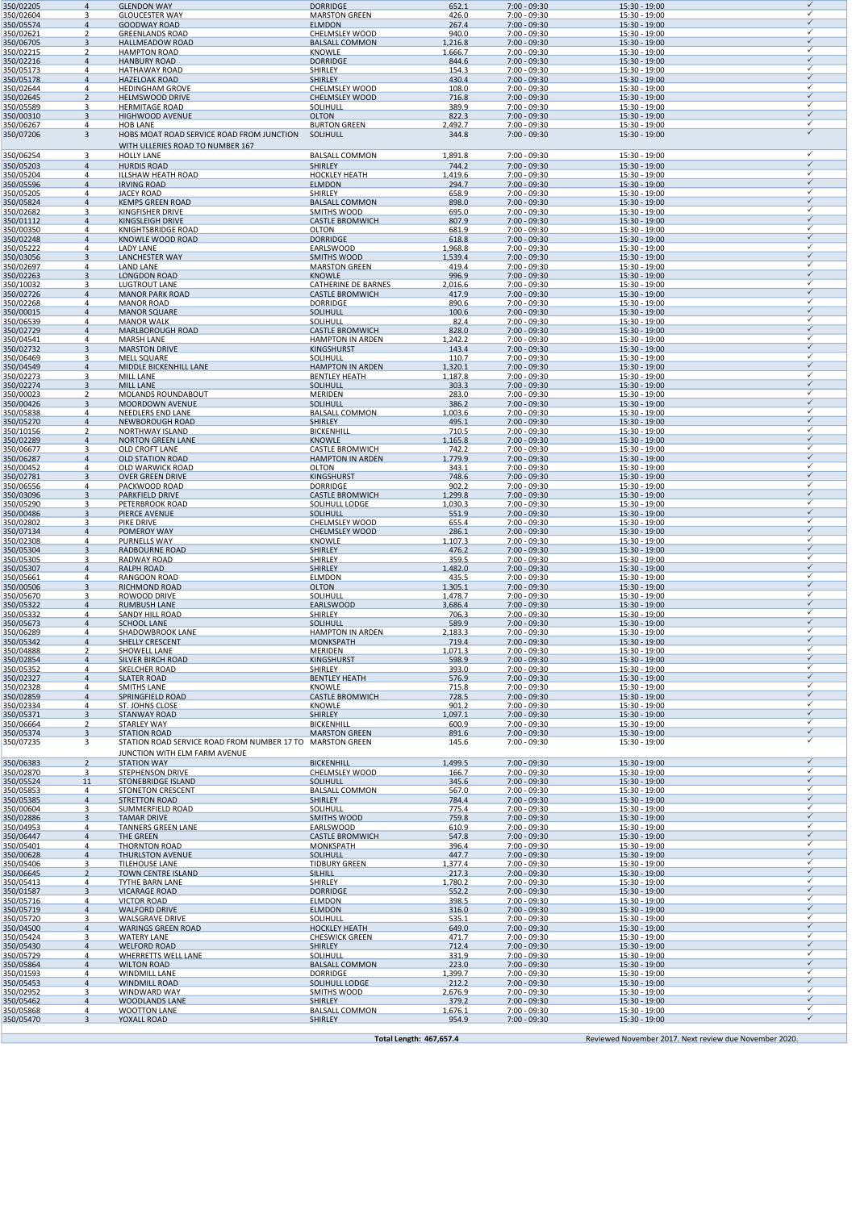| | | | | | | | |
|---|---|---|---|---|---|---|---|
| 350/02205 | 4 | GLENDON WAY | DORRIDGE | 652.1 | 7:00 - 09:30 | 15:30 - 19:00 | ✓ |
| 350/02604 | 3 | GLOUCESTER WAY | MARSTON GREEN | 426.0 | 7:00 - 09:30 | 15:30 - 19:00 | ✓ |
| 350/05574 | 4 | GOODWAY ROAD | ELMDON | 267.4 | 7:00 - 09:30 | 15:30 - 19:00 | ✓ |
| 350/02621 | 2 | GREENLANDS ROAD | CHELMSLEY WOOD | 940.0 | 7:00 - 09:30 | 15:30 - 19:00 | ✓ |
| 350/06705 | 3 | HALLMEADOW ROAD | BALSALL COMMON | 1,216.8 | 7:00 - 09:30 | 15:30 - 19:00 | ✓ |
| 350/02215 | 2 | HAMPTON ROAD | KNOWLE | 1,666.7 | 7:00 - 09:30 | 15:30 - 19:00 | ✓ |
| 350/02216 | 4 | HANBURY ROAD | DORRIDGE | 844.6 | 7:00 - 09:30 | 15:30 - 19:00 | ✓ |
| 350/05173 | 4 | HATHAWAY ROAD | SHIRLEY | 154.3 | 7:00 - 09:30 | 15:30 - 19:00 | ✓ |
| 350/05178 | 4 | HAZELOAK ROAD | SHIRLEY | 430.4 | 7:00 - 09:30 | 15:30 - 19:00 | ✓ |
| 350/02644 | 4 | HEDINGHAM GROVE | CHELMSLEY WOOD | 108.0 | 7:00 - 09:30 | 15:30 - 19:00 | ✓ |
| 350/02645 | 2 | HELMSWOOD DRIVE | CHELMSLEY WOOD | 716.8 | 7:00 - 09:30 | 15:30 - 19:00 | ✓ |
| 350/05589 | 3 | HERMITAGE ROAD | SOLIHULL | 389.9 | 7:00 - 09:30 | 15:30 - 19:00 | ✓ |
| 350/00310 | 3 | HIGHWOOD AVENUE | OLTON | 822.3 | 7:00 - 09:30 | 15:30 - 19:00 | ✓ |
| 350/06267 | 4 | HOB LANE | BURTON GREEN | 2,492.7 | 7:00 - 09:30 | 15:30 - 19:00 | ✓ |
| 350/07206 | 3 | HOBS MOAT ROAD SERVICE ROAD FROM JUNCTION WITH ULLERIES ROAD TO NUMBER 167 | SOLIHULL | 344.8 | 7:00 - 09:30 | 15:30 - 19:00 | ✓ |
| 350/06254 | 3 | HOLLY LANE | BALSALL COMMON | 1,891.8 | 7:00 - 09:30 | 15:30 - 19:00 | ✓ |
| 350/05203 | 4 | HURDIS ROAD | SHIRLEY | 744.2 | 7:00 - 09:30 | 15:30 - 19:00 | ✓ |
| 350/05204 | 4 | ILLSHAW HEATH ROAD | HOCKLEY HEATH | 1,419.6 | 7:00 - 09:30 | 15:30 - 19:00 | ✓ |
| 350/05596 | 4 | IRVING ROAD | ELMDON | 294.7 | 7:00 - 09:30 | 15:30 - 19:00 | ✓ |
| 350/05205 | 4 | JACEY ROAD | SHIRLEY | 658.9 | 7:00 - 09:30 | 15:30 - 19:00 | ✓ |
| 350/05824 | 4 | KEMPS GREEN ROAD | BALSALL COMMON | 898.0 | 7:00 - 09:30 | 15:30 - 19:00 | ✓ |
| 350/02682 | 3 | KINGFISHER DRIVE | SMITHS WOOD | 695.0 | 7:00 - 09:30 | 15:30 - 19:00 | ✓ |
| 350/01112 | 4 | KINGSLEIGH DRIVE | CASTLE BROMWICH | 807.9 | 7:00 - 09:30 | 15:30 - 19:00 | ✓ |
| 350/00350 | 4 | KNIGHTSBRIDGE ROAD | OLTON | 681.9 | 7:00 - 09:30 | 15:30 - 19:00 | ✓ |
| 350/02248 | 4 | KNOWLE WOOD ROAD | DORRIDGE | 618.8 | 7:00 - 09:30 | 15:30 - 19:00 | ✓ |
| 350/05222 | 4 | LADY LANE | EARLSWOOD | 1,968.8 | 7:00 - 09:30 | 15:30 - 19:00 | ✓ |
| 350/03056 | 3 | LANCHESTER WAY | SMITHS WOOD | 1,539.4 | 7:00 - 09:30 | 15:30 - 19:00 | ✓ |
| 350/02697 | 4 | LAND LANE | MARSTON GREEN | 419.4 | 7:00 - 09:30 | 15:30 - 19:00 | ✓ |
| 350/02263 | 3 | LONGDON ROAD | KNOWLE | 996.9 | 7:00 - 09:30 | 15:30 - 19:00 | ✓ |
| 350/10032 | 3 | LUGTROUT LANE | CATHERINE DE BARNES | 2,016.6 | 7:00 - 09:30 | 15:30 - 19:00 | ✓ |
| 350/02726 | 4 | MANOR PARK ROAD | CASTLE BROMWICH | 417.9 | 7:00 - 09:30 | 15:30 - 19:00 | ✓ |
| 350/02268 | 4 | MANOR ROAD | DORRIDGE | 890.6 | 7:00 - 09:30 | 15:30 - 19:00 | ✓ |
| 350/00015 | 4 | MANOR SQUARE | SOLIHULL | 100.6 | 7:00 - 09:30 | 15:30 - 19:00 | ✓ |
| 350/06539 | 4 | MANOR WALK | SOLIHULL | 82.4 | 7:00 - 09:30 | 15:30 - 19:00 | ✓ |
| 350/02729 | 4 | MARLBOROUGH ROAD | CASTLE BROMWICH | 828.0 | 7:00 - 09:30 | 15:30 - 19:00 | ✓ |
| 350/04541 | 4 | MARSH LANE | HAMPTON IN ARDEN | 1,242.2 | 7:00 - 09:30 | 15:30 - 19:00 | ✓ |
| 350/02732 | 3 | MARSTON DRIVE | KINGSHURST | 143.4 | 7:00 - 09:30 | 15:30 - 19:00 | ✓ |
| 350/06469 | 3 | MELL SQUARE | SOLIHULL | 110.7 | 7:00 - 09:30 | 15:30 - 19:00 | ✓ |
| 350/04549 | 4 | MIDDLE BICKENHILL LANE | HAMPTON IN ARDEN | 1,320.1 | 7:00 - 09:30 | 15:30 - 19:00 | ✓ |
| 350/02273 | 3 | MILL LANE | BENTLEY HEATH | 1,187.8 | 7:00 - 09:30 | 15:30 - 19:00 | ✓ |
| 350/02274 | 3 | MILL LANE | SOLIHULL | 303.3 | 7:00 - 09:30 | 15:30 - 19:00 | ✓ |
| 350/00023 | 2 | MOLANDS ROUNDABOUT | MERIDEN | 283.0 | 7:00 - 09:30 | 15:30 - 19:00 | ✓ |
| 350/00426 | 3 | MOORDOWN AVENUE | SOLIHULL | 386.2 | 7:00 - 09:30 | 15:30 - 19:00 | ✓ |
| 350/05838 | 4 | NEEDLERS END LANE | BALSALL COMMON | 1,003.6 | 7:00 - 09:30 | 15:30 - 19:00 | ✓ |
| 350/05270 | 4 | NEWBOROUGH ROAD | SHIRLEY | 495.1 | 7:00 - 09:30 | 15:30 - 19:00 | ✓ |
| 350/10156 | 2 | NORTHWAY ISLAND | BICKENHILL | 710.5 | 7:00 - 09:30 | 15:30 - 19:00 | ✓ |
| 350/02289 | 4 | NORTON GREEN LANE | KNOWLE | 1,165.8 | 7:00 - 09:30 | 15:30 - 19:00 | ✓ |
| 350/06677 | 3 | OLD CROFT LANE | CASTLE BROMWICH | 742.2 | 7:00 - 09:30 | 15:30 - 19:00 | ✓ |
| 350/06287 | 4 | OLD STATION ROAD | HAMPTON IN ARDEN | 1,779.9 | 7:00 - 09:30 | 15:30 - 19:00 | ✓ |
| 350/00452 | 4 | OLD WARWICK ROAD | OLTON | 343.1 | 7:00 - 09:30 | 15:30 - 19:00 | ✓ |
| 350/02781 | 3 | OVER GREEN DRIVE | KINGSHURST | 748.6 | 7:00 - 09:30 | 15:30 - 19:00 | ✓ |
| 350/06556 | 4 | PACKWOOD ROAD | DORRIDGE | 902.2 | 7:00 - 09:30 | 15:30 - 19:00 | ✓ |
| 350/03096 | 3 | PARKFIELD DRIVE | CASTLE BROMWICH | 1,299.8 | 7:00 - 09:30 | 15:30 - 19:00 | ✓ |
| 350/05290 | 3 | PETERBROOK ROAD | SOLIHULL LODGE | 1,030.3 | 7:00 - 09:30 | 15:30 - 19:00 | ✓ |
| 350/00486 | 3 | PIERCE AVENUE | SOLIHULL | 551.9 | 7:00 - 09:30 | 15:30 - 19:00 | ✓ |
| 350/02802 | 3 | PIKE DRIVE | CHELMSLEY WOOD | 655.4 | 7:00 - 09:30 | 15:30 - 19:00 | ✓ |
| 350/07134 | 4 | POMEROY WAY | CHELMSLEY WOOD | 286.1 | 7:00 - 09:30 | 15:30 - 19:00 | ✓ |
| 350/02308 | 4 | PURNELLS WAY | KNOWLE | 1,107.3 | 7:00 - 09:30 | 15:30 - 19:00 | ✓ |
| 350/05304 | 3 | RADBOURNE ROAD | SHIRLEY | 476.2 | 7:00 - 09:30 | 15:30 - 19:00 | ✓ |
| 350/05305 | 3 | RADWAY ROAD | SHIRLEY | 359.5 | 7:00 - 09:30 | 15:30 - 19:00 | ✓ |
| 350/05307 | 4 | RALPH ROAD | SHIRLEY | 1,482.0 | 7:00 - 09:30 | 15:30 - 19:00 | ✓ |
| 350/05661 | 4 | RANGOON ROAD | ELMDON | 435.5 | 7:00 - 09:30 | 15:30 - 19:00 | ✓ |
| 350/00506 | 3 | RICHMOND ROAD | OLTON | 1,305.1 | 7:00 - 09:30 | 15:30 - 19:00 | ✓ |
| 350/05670 | 3 | ROWOOD DRIVE | SOLIHULL | 1,478.7 | 7:00 - 09:30 | 15:30 - 19:00 | ✓ |
| 350/05322 | 4 | RUMBUSH LANE | EARLSWOOD | 3,686.4 | 7:00 - 09:30 | 15:30 - 19:00 | ✓ |
| 350/05332 | 4 | SANDY HILL ROAD | SHIRLEY | 706.3 | 7:00 - 09:30 | 15:30 - 19:00 | ✓ |
| 350/05673 | 4 | SCHOOL LANE | SOLIHULL | 589.9 | 7:00 - 09:30 | 15:30 - 19:00 | ✓ |
| 350/06289 | 4 | SHADOWBROOK LANE | HAMPTON IN ARDEN | 2,183.3 | 7:00 - 09:30 | 15:30 - 19:00 | ✓ |
| 350/05342 | 4 | SHELLY CRESCENT | MONKSPATH | 719.4 | 7:00 - 09:30 | 15:30 - 19:00 | ✓ |
| 350/04888 | 2 | SHOWELL LANE | MERIDEN | 1,071.3 | 7:00 - 09:30 | 15:30 - 19:00 | ✓ |
| 350/02854 | 4 | SILVER BIRCH ROAD | KINGSHURST | 598.9 | 7:00 - 09:30 | 15:30 - 19:00 | ✓ |
| 350/05352 | 4 | SKELCHER ROAD | SHIRLEY | 393.0 | 7:00 - 09:30 | 15:30 - 19:00 | ✓ |
| 350/02327 | 4 | SLATER ROAD | BENTLEY HEATH | 576.9 | 7:00 - 09:30 | 15:30 - 19:00 | ✓ |
| 350/02328 | 4 | SMITHS LANE | KNOWLE | 715.8 | 7:00 - 09:30 | 15:30 - 19:00 | ✓ |
| 350/02859 | 4 | SPRINGFIELD ROAD | CASTLE BROMWICH | 728.5 | 7:00 - 09:30 | 15:30 - 19:00 | ✓ |
| 350/02334 | 4 | ST. JOHNS CLOSE | KNOWLE | 901.2 | 7:00 - 09:30 | 15:30 - 19:00 | ✓ |
| 350/05371 | 3 | STANWAY ROAD | SHIRLEY | 1,097.1 | 7:00 - 09:30 | 15:30 - 19:00 | ✓ |
| 350/06664 | 2 | STARLEY WAY | BICKENHILL | 600.9 | 7:00 - 09:30 | 15:30 - 19:00 | ✓ |
| 350/05374 | 3 | STATION ROAD | MARSTON GREEN | 891.6 | 7:00 - 09:30 | 15:30 - 19:00 | ✓ |
| 350/07235 | 3 | STATION ROAD SERVICE ROAD FROM NUMBER 17 TO JUNCTION WITH ELM FARM AVENUE | MARSTON GREEN | 145.6 | 7:00 - 09:30 | 15:30 - 19:00 | ✓ |
| 350/06383 | 2 | STATION WAY | BICKENHILL | 1,499.5 | 7:00 - 09:30 | 15:30 - 19:00 | ✓ |
| 350/02870 | 3 | STEPHENSON DRIVE | CHELMSLEY WOOD | 166.7 | 7:00 - 09:30 | 15:30 - 19:00 | ✓ |
| 350/05524 | 11 | STONEBRIDGE ISLAND | SOLIHULL | 345.6 | 7:00 - 09:30 | 15:30 - 19:00 | ✓ |
| 350/05853 | 4 | STONETON CRESCENT | BALSALL COMMON | 567.0 | 7:00 - 09:30 | 15:30 - 19:00 | ✓ |
| 350/05385 | 4 | STRETTON ROAD | SHIRLEY | 784.4 | 7:00 - 09:30 | 15:30 - 19:00 | ✓ |
| 350/00604 | 3 | SUMMERFIELD ROAD | SOLIHULL | 775.4 | 7:00 - 09:30 | 15:30 - 19:00 | ✓ |
| 350/02886 | 3 | TAMAR DRIVE | SMITHS WOOD | 759.8 | 7:00 - 09:30 | 15:30 - 19:00 | ✓ |
| 350/04953 | 4 | TANNERS GREEN LANE | EARLSWOOD | 610.9 | 7:00 - 09:30 | 15:30 - 19:00 | ✓ |
| 350/06447 | 4 | THE GREEN | CASTLE BROMWICH | 547.8 | 7:00 - 09:30 | 15:30 - 19:00 | ✓ |
| 350/05401 | 4 | THORNTON ROAD | MONKSPATH | 396.4 | 7:00 - 09:30 | 15:30 - 19:00 | ✓ |
| 350/00628 | 4 | THURLSTON AVENUE | SOLIHULL | 447.7 | 7:00 - 09:30 | 15:30 - 19:00 | ✓ |
| 350/05406 | 3 | TILEHOUSE LANE | TIDBURY GREEN | 1,377.4 | 7:00 - 09:30 | 15:30 - 19:00 | ✓ |
| 350/06645 | 2 | TOWN CENTRE ISLAND | SILHILL | 217.3 | 7:00 - 09:30 | 15:30 - 19:00 | ✓ |
| 350/05413 | 4 | TYTHE BARN LANE | SHIRLEY | 1,780.2 | 7:00 - 09:30 | 15:30 - 19:00 | ✓ |
| 350/01587 | 3 | VICARAGE ROAD | DORRIDGE | 552.2 | 7:00 - 09:30 | 15:30 - 19:00 | ✓ |
| 350/05716 | 4 | VICTOR ROAD | ELMDON | 398.5 | 7:00 - 09:30 | 15:30 - 19:00 | ✓ |
| 350/05719 | 4 | WALFORD DRIVE | ELMDON | 316.0 | 7:00 - 09:30 | 15:30 - 19:00 | ✓ |
| 350/05720 | 3 | WALSGRAVE DRIVE | SOLIHULL | 535.1 | 7:00 - 09:30 | 15:30 - 19:00 | ✓ |
| 350/04500 | 4 | WARINGS GREEN ROAD | HOCKLEY HEATH | 649.0 | 7:00 - 09:30 | 15:30 - 19:00 | ✓ |
| 350/05424 | 3 | WATERY LANE | CHESWICK GREEN | 471.7 | 7:00 - 09:30 | 15:30 - 19:00 | ✓ |
| 350/05430 | 4 | WELFORD ROAD | SHIRLEY | 712.4 | 7:00 - 09:30 | 15:30 - 19:00 | ✓ |
| 350/05729 | 4 | WHERRETTS WELL LANE | SOLIHULL | 331.9 | 7:00 - 09:30 | 15:30 - 19:00 | ✓ |
| 350/05864 | 4 | WILTON ROAD | BALSALL COMMON | 223.0 | 7:00 - 09:30 | 15:30 - 19:00 | ✓ |
| 350/01593 | 4 | WINDMILL LANE | DORRIDGE | 1,399.7 | 7:00 - 09:30 | 15:30 - 19:00 | ✓ |
| 350/05453 | 4 | WINDMILL ROAD | SOLIHULL LODGE | 212.2 | 7:00 - 09:30 | 15:30 - 19:00 | ✓ |
| 350/02952 | 3 | WINDWARD WAY | SMITHS WOOD | 2,676.9 | 7:00 - 09:30 | 15:30 - 19:00 | ✓ |
| 350/05462 | 4 | WOODLANDS LANE | SHIRLEY | 379.2 | 7:00 - 09:30 | 15:30 - 19:00 | ✓ |
| 350/05868 | 4 | WOOTTON LANE | BALSALL COMMON | 1,676.1 | 7:00 - 09:30 | 15:30 - 19:00 | ✓ |
| 350/05470 | 3 | YOXALL ROAD | SHIRLEY | 954.9 | 7:00 - 09:30 | 15:30 - 19:00 | ✓ |

**Total Length: 467,657.4**

Reviewed November 2017. Next review due November 2020.